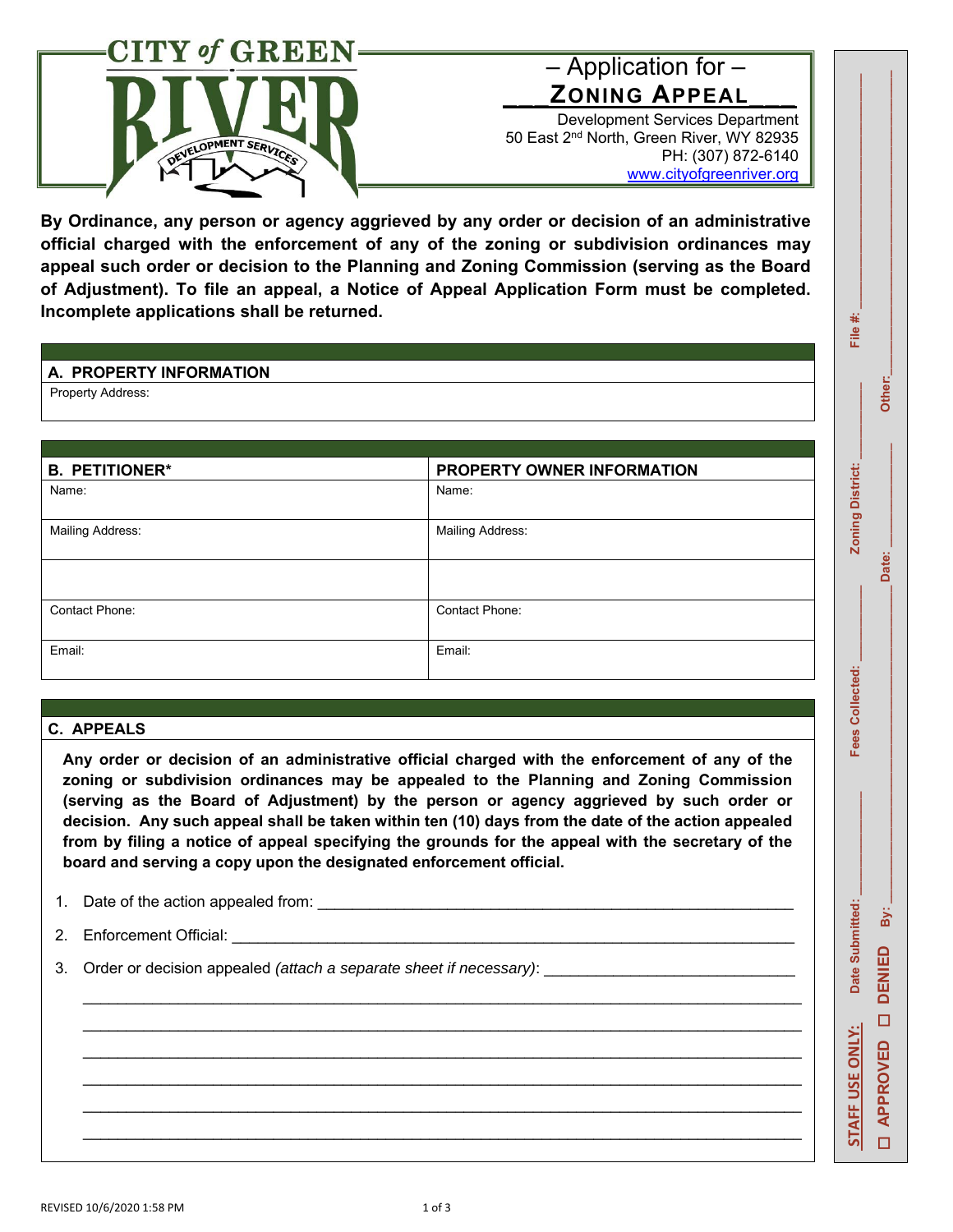**CITY of GREEN RIVER**
DEVELOPMENT SERVICES

# – Application for –
# ZONING APPEAL

Development Services Department
50 East 2nd North, Green River, WY 82935
PH: (307) 872-6140
www.cityofgreenriver.org

**By Ordinance, any person or agency aggrieved by any order or decision of an administrative official charged with the enforcement of any of the zoning or subdivision ordinances may appeal such order or decision to the Planning and Zoning Commission (serving as the Board of Adjustment). To file an appeal, a Notice of Appeal Application Form must be completed. Incomplete applications shall be returned.**

## A. PROPERTY INFORMATION

Property Address:

| B. PETITIONER* | PROPERTY OWNER INFORMATION |
|---|---|
| Name: | Name: |
| Mailing Address: | Mailing Address: |
| | |
| Contact Phone: | Contact Phone: |
| Email: | Email: |

## C. APPEALS

**Any order or decision of an administrative official charged with the enforcement of any of the zoning or subdivision ordinances may be appealed to the Planning and Zoning Commission (serving as the Board of Adjustment) by the person or agency aggrieved by such order or decision. Any such appeal shall be taken within ten (10) days from the date of the action appealed from by filing a notice of appeal specifying the grounds for the appeal with the secretary of the board and serving a copy upon the designated enforcement official.**

1. Date of the action appealed from: ______________________________
2. Enforcement Official: ______________________________
3. Order or decision appealed *(attach a separate sheet if necessary)*: ______________________________

______________________________
______________________________
______________________________
______________________________
______________________________
______________________________

**STAFF USE ONLY:** Date Submitted: ________ Fees Collected: ________ Zoning District: ________ File #: ________

☐ APPROVED ☐ DENIED By: ________ Date: ________ Other: ________

REVISED 10/6/2020 1:58 PM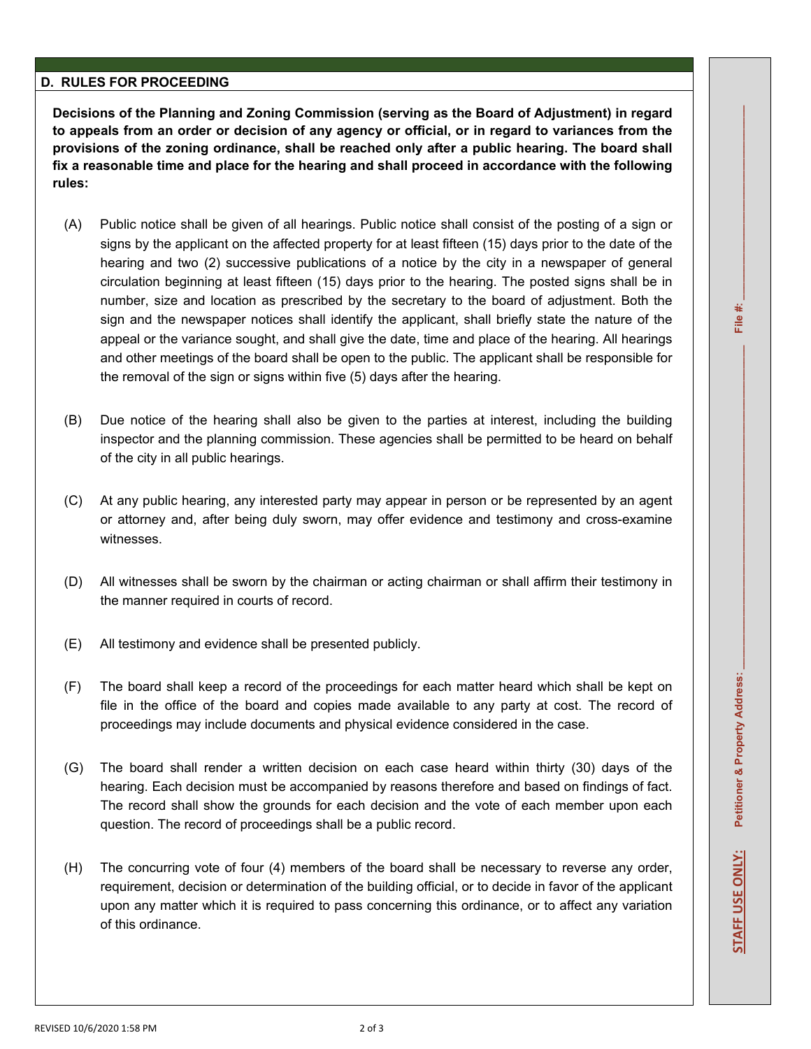## D. RULES FOR PROCEEDING

**Decisions of the Planning and Zoning Commission (serving as the Board of Adjustment) in regard to appeals from an order or decision of any agency or official, or in regard to variances from the provisions of the zoning ordinance, shall be reached only after a public hearing. The board shall fix a reasonable time and place for the hearing and shall proceed in accordance with the following rules:**

(A) Public notice shall be given of all hearings. Public notice shall consist of the posting of a sign or signs by the applicant on the affected property for at least fifteen (15) days prior to the date of the hearing and two (2) successive publications of a notice by the city in a newspaper of general circulation beginning at least fifteen (15) days prior to the hearing. The posted signs shall be in number, size and location as prescribed by the secretary to the board of adjustment. Both the sign and the newspaper notices shall identify the applicant, shall briefly state the nature of the appeal or the variance sought, and shall give the date, time and place of the hearing. All hearings and other meetings of the board shall be open to the public. The applicant shall be responsible for the removal of the sign or signs within five (5) days after the hearing.

(B) Due notice of the hearing shall also be given to the parties at interest, including the building inspector and the planning commission. These agencies shall be permitted to be heard on behalf of the city in all public hearings.

(C) At any public hearing, any interested party may appear in person or be represented by an agent or attorney and, after being duly sworn, may offer evidence and testimony and cross-examine witnesses.

(D) All witnesses shall be sworn by the chairman or acting chairman or shall affirm their testimony in the manner required in courts of record.

(E) All testimony and evidence shall be presented publicly.

(F) The board shall keep a record of the proceedings for each matter heard which shall be kept on file in the office of the board and copies made available to any party at cost. The record of proceedings may include documents and physical evidence considered in the case.

(G) The board shall render a written decision on each case heard within thirty (30) days of the hearing. Each decision must be accompanied by reasons therefore and based on findings of fact. The record shall show the grounds for each decision and the vote of each member upon each question. The record of proceedings shall be a public record.

(H) The concurring vote of four (4) members of the board shall be necessary to reverse any order, requirement, decision or determination of the building official, or to decide in favor of the applicant upon any matter which it is required to pass concerning this ordinance, or to affect any variation of this ordinance.

**STAFF USE ONLY:** **Petitioner & Property Address:** ____________________ **File #:** ____________________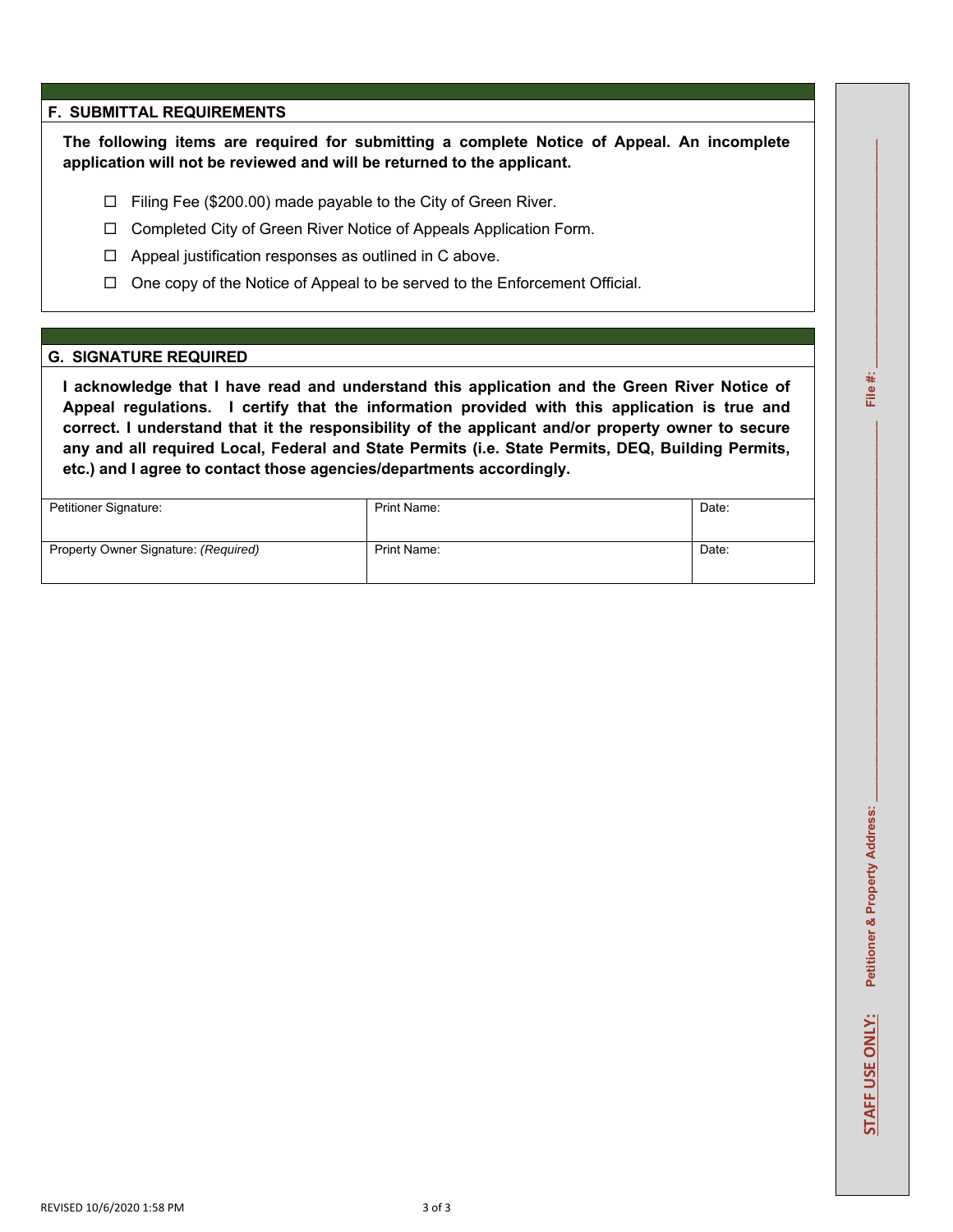## F. SUBMITTAL REQUIREMENTS

**The following items are required for submitting a complete Notice of Appeal. An incomplete application will not be reviewed and will be returned to the applicant.**

- ☐ Filing Fee ($200.00) made payable to the City of Green River.
- ☐ Completed City of Green River Notice of Appeals Application Form.
- ☐ Appeal justification responses as outlined in C above.
- ☐ One copy of the Notice of Appeal to be served to the Enforcement Official.

## G. SIGNATURE REQUIRED

**I acknowledge that I have read and understand this application and the Green River Notice of Appeal regulations. I certify that the information provided with this application is true and correct. I understand that it the responsibility of the applicant and/or property owner to secure any and all required Local, Federal and State Permits (i.e. State Permits, DEQ, Building Permits, etc.) and I agree to contact those agencies/departments accordingly.**

| | | |
|---|---|---|
| Petitioner Signature: | Print Name: | Date: |
| Property Owner Signature: *(Required)* | Print Name: | Date: |

**STAFF USE ONLY:** Petitioner & Property Address: ____________________ File #: ____________

REVISED 10/6/2020 1:58 PM